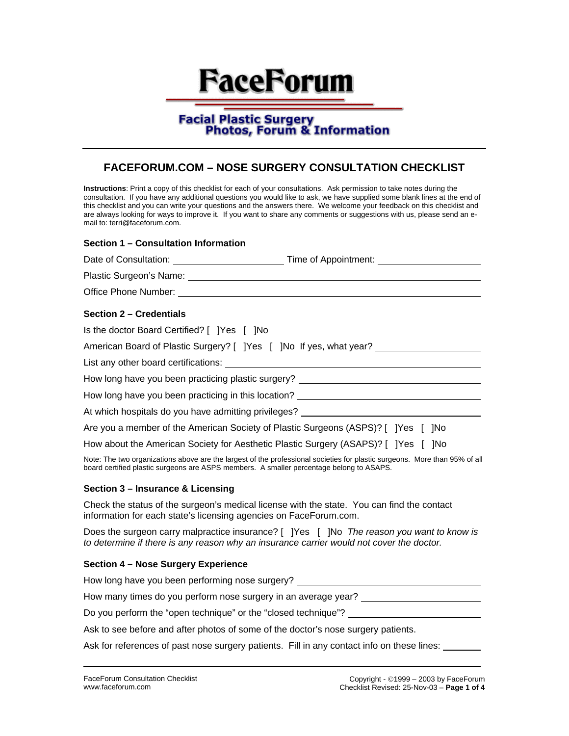# FaceForum

**Facial Plastic Surgery**
**Photos, Forum & Information**

## FACEFORUM.COM – NOSE SURGERY CONSULTATION CHECKLIST

**Instructions**: Print a copy of this checklist for each of your consultations. Ask permission to take notes during the consultation. If you have any additional questions you would like to ask, we have supplied some blank lines at the end of this checklist and you can write your questions and the answers there. We welcome your feedback on this checklist and are always looking for ways to improve it. If you want to share any comments or suggestions with us, please send an e-mail to: terri@faceforum.com.

### Section 1 – Consultation Information

Date of Consultation: ____________________ Time of Appointment: ____________________

Plastic Surgeon's Name: ________________________________________

Office Phone Number: ________________________________________

### Section 2 – Credentials

Is the doctor Board Certified? [ ]Yes [ ]No

American Board of Plastic Surgery? [ ]Yes [ ]No If yes, what year? ____________________

List any other board certifications: ________________________________________

How long have you been practicing plastic surgery? ____________________

How long have you been practicing in this location? ____________________

At which hospitals do you have admitting privileges? ____________________

Are you a member of the American Society of Plastic Surgeons (ASPS)? [ ]Yes [ ]No

How about the American Society for Aesthetic Plastic Surgery (ASAPS)? [ ]Yes [ ]No

Note: The two organizations above are the largest of the professional societies for plastic surgeons. More than 95% of all board certified plastic surgeons are ASPS members. A smaller percentage belong to ASAPS.

### Section 3 – Insurance & Licensing

Check the status of the surgeon's medical license with the state. You can find the contact information for each state's licensing agencies on FaceForum.com.

Does the surgeon carry malpractice insurance? [ ]Yes [ ]No *The reason you want to know is to determine if there is any reason why an insurance carrier would not cover the doctor.*

### Section 4 – Nose Surgery Experience

How long have you been performing nose surgery? ____________________

How many times do you perform nose surgery in an average year? ____________________

Do you perform the "open technique" or the "closed technique"? ____________________

Ask to see before and after photos of some of the doctor's nose surgery patients.

Ask for references of past nose surgery patients. Fill in any contact info on these lines: ________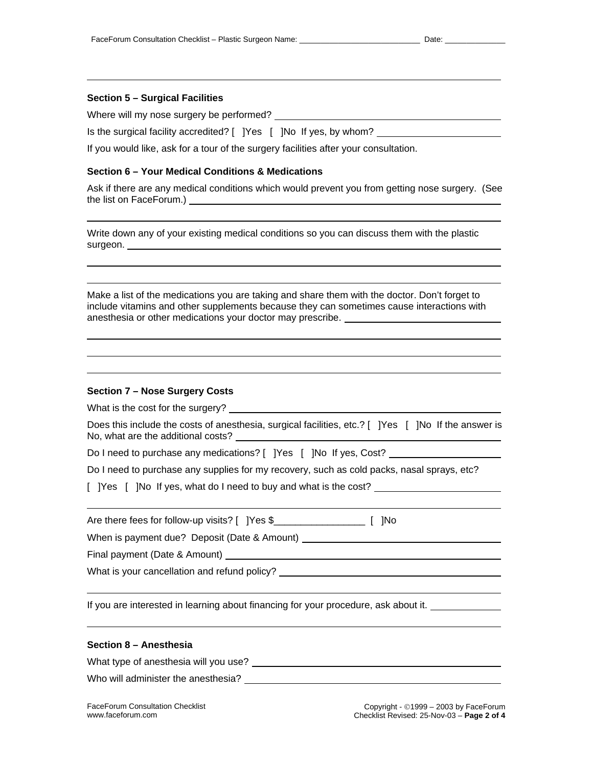### Section 5 – Surgical Facilities

Where will my nose surgery be performed? \_\_\_\_\_\_\_\_\_\_\_\_\_\_\_\_\_\_\_\_

Is the surgical facility accredited? [ ]Yes [ ]No If yes, by whom? \_\_\_\_\_\_\_\_\_\_\_\_\_\_\_\_\_\_\_\_

If you would like, ask for a tour of the surgery facilities after your consultation.

### Section 6 – Your Medical Conditions & Medications

Ask if there are any medical conditions which would prevent you from getting nose surgery. (See the list on FaceForum.) \_\_\_\_\_\_\_\_\_\_\_\_\_\_\_\_\_\_\_\_

Write down any of your existing medical conditions so you can discuss them with the plastic surgeon. \_\_\_\_\_\_\_\_\_\_\_\_\_\_\_\_\_\_\_\_

Make a list of the medications you are taking and share them with the doctor. Don't forget to include vitamins and other supplements because they can sometimes cause interactions with anesthesia or other medications your doctor may prescribe. \_\_\_\_\_\_\_\_\_\_\_\_\_\_\_\_\_\_\_\_

### Section 7 – Nose Surgery Costs

What is the cost for the surgery? \_\_\_\_\_\_\_\_\_\_\_\_\_\_\_\_\_\_\_\_

Does this include the costs of anesthesia, surgical facilities, etc.? [ ]Yes [ ]No If the answer is No, what are the additional costs? \_\_\_\_\_\_\_\_\_\_\_\_\_\_\_\_\_\_\_\_

Do I need to purchase any medications? [ ]Yes [ ]No If yes, Cost? \_\_\_\_\_\_\_\_\_\_\_\_\_\_\_\_\_\_\_\_

Do I need to purchase any supplies for my recovery, such as cold packs, nasal sprays, etc?

[ ]Yes [ ]No If yes, what do I need to buy and what is the cost? \_\_\_\_\_\_\_\_\_\_\_\_\_\_\_\_\_\_\_\_

Are there fees for follow-up visits? [ ]Yes $\_\_\_\_\_\_\_\_\_\_\_\_\_\_\_\_\_ [ ]No

When is payment due? Deposit (Date & Amount) \_\_\_\_\_\_\_\_\_\_\_\_\_\_\_\_\_\_\_\_

Final payment (Date & Amount) \_\_\_\_\_\_\_\_\_\_\_\_\_\_\_\_\_\_\_\_

What is your cancellation and refund policy? \_\_\_\_\_\_\_\_\_\_\_\_\_\_\_\_\_\_\_\_

If you are interested in learning about financing for your procedure, ask about it. \_\_\_\_\_\_\_\_\_\_\_\_\_\_\_\_\_\_\_\_

### Section 8 – Anesthesia

What type of anesthesia will you use? \_\_\_\_\_\_\_\_\_\_\_\_\_\_\_\_\_\_\_\_

Who will administer the anesthesia? \_\_\_\_\_\_\_\_\_\_\_\_\_\_\_\_\_\_\_\_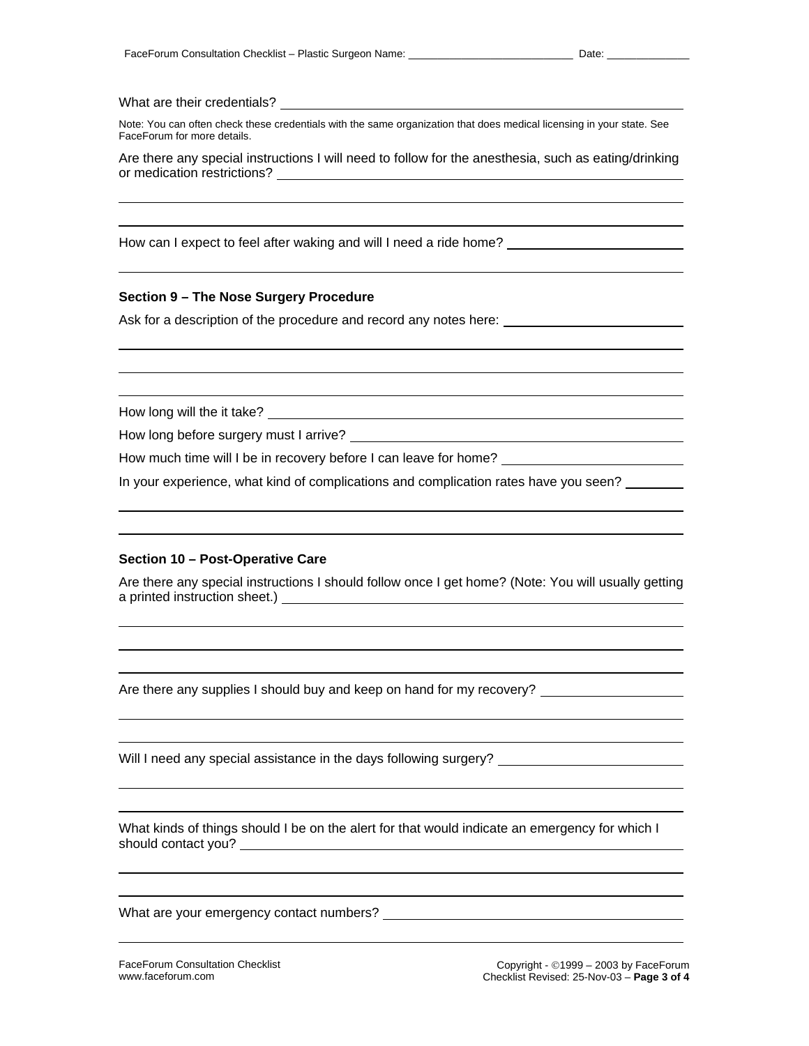What are their credentials? ______________________________

Note: You can often check these credentials with the same organization that does medical licensing in your state. See FaceForum for more details.

Are there any special instructions I will need to follow for the anesthesia, such as eating/drinking or medication restrictions? ______________________________

How can I expect to feel after waking and will I need a ride home? ______________________________

### Section 9 – The Nose Surgery Procedure

Ask for a description of the procedure and record any notes here: ______________________________

How long will the it take? ______________________________

How long before surgery must I arrive? ______________________________

How much time will I be in recovery before I can leave for home? ______________________________

In your experience, what kind of complications and complication rates have you seen? ______________________________

### Section 10 – Post-Operative Care

Are there any special instructions I should follow once I get home? (Note: You will usually getting a printed instruction sheet.) ______________________________

Are there any supplies I should buy and keep on hand for my recovery? ______________________________

Will I need any special assistance in the days following surgery? ______________________________

What kinds of things should I be on the alert for that would indicate an emergency for which I should contact you? ______________________________

What are your emergency contact numbers? ______________________________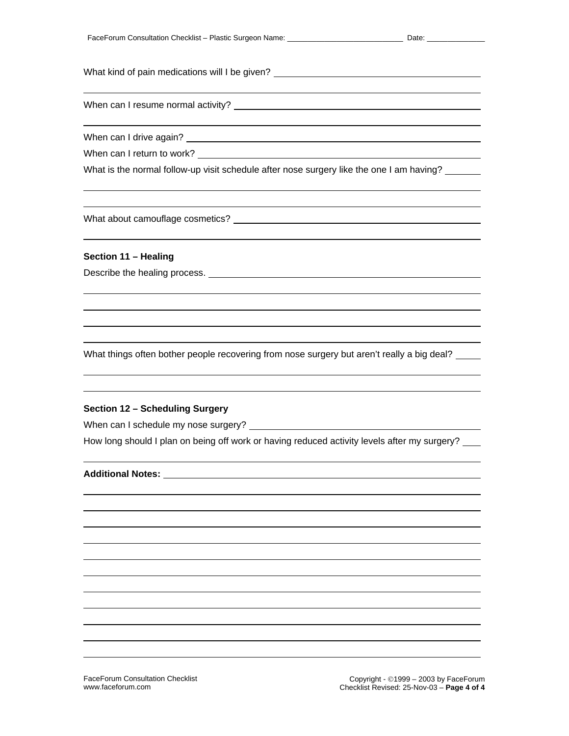What kind of pain medications will I be given?

When can I resume normal activity?

When can I drive again?

When can I return to work?

What is the normal follow-up visit schedule after nose surgery like the one I am having?

What about camouflage cosmetics?

**Section 11 – Healing**

Describe the healing process.

What things often bother people recovering from nose surgery but aren't really a big deal?

**Section 12 – Scheduling Surgery**

When can I schedule my nose surgery?

How long should I plan on being off work or having reduced activity levels after my surgery?

**Additional Notes:**